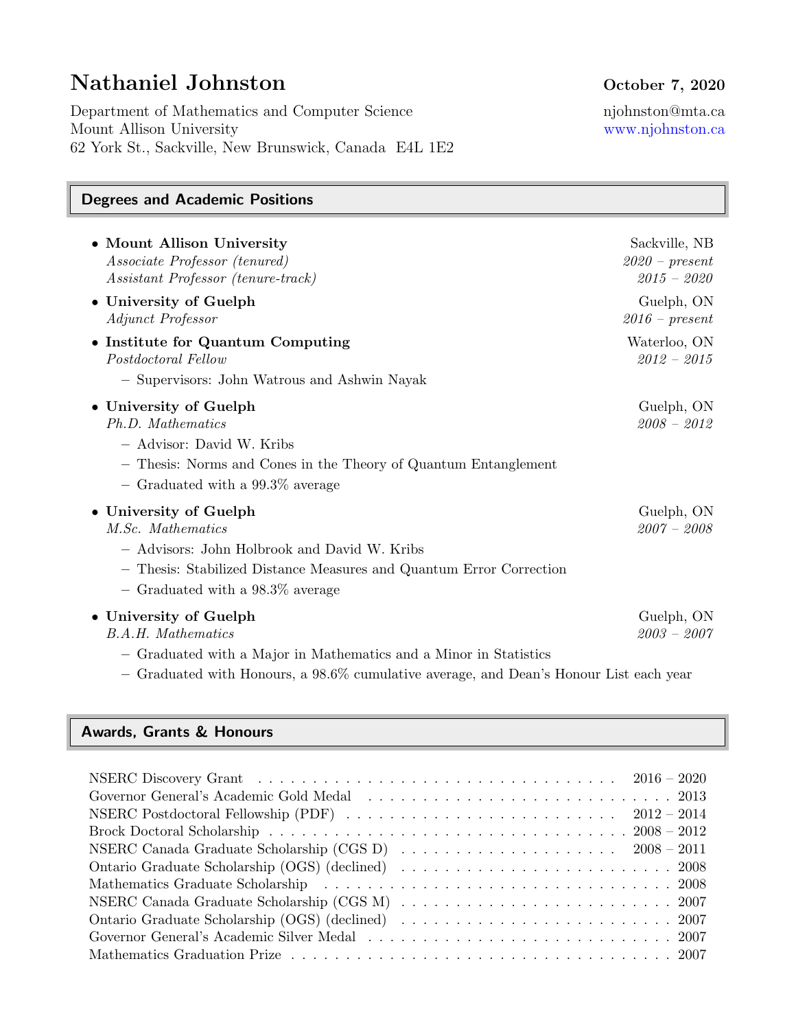# Nathaniel Johnston

**October 7, 2020**

Department of Mathematics and Computer Science
Mount Allison University
62 York St., Sackville, New Brunswick, Canada E4L 1E2

njohnston@mta.ca
www.njohnston.ca

## Degrees and Academic Positions

- **Mount Allison University** — Sackville, NB
  *Associate Professor (tenured)* — *2020 – present*
  *Assistant Professor (tenure-track)* — *2015 – 2020*
- **University of Guelph** — Guelph, ON
  *Adjunct Professor* — *2016 – present*
- **Institute for Quantum Computing** — Waterloo, ON
  *Postdoctoral Fellow* — *2012 – 2015*
  - Supervisors: John Watrous and Ashwin Nayak
- **University of Guelph** — Guelph, ON
  *Ph.D. Mathematics* — *2008 – 2012*
  - Advisor: David W. Kribs
  - Thesis: Norms and Cones in the Theory of Quantum Entanglement
  - Graduated with a 99.3% average
- **University of Guelph** — Guelph, ON
  *M.Sc. Mathematics* — *2007 – 2008*
  - Advisors: John Holbrook and David W. Kribs
  - Thesis: Stabilized Distance Measures and Quantum Error Correction
  - Graduated with a 98.3% average
- **University of Guelph** — Guelph, ON
  *B.A.H. Mathematics* — *2003 – 2007*
  - Graduated with a Major in Mathematics and a Minor in Statistics
  - Graduated with Honours, a 98.6% cumulative average, and Dean's Honour List each year

## Awards, Grants & Honours

| Award | Year |
|---|---|
| NSERC Discovery Grant | 2016 – 2020 |
| Governor General's Academic Gold Medal | 2013 |
| NSERC Postdoctoral Fellowship (PDF) | 2012 – 2014 |
| Brock Doctoral Scholarship | 2008 – 2012 |
| NSERC Canada Graduate Scholarship (CGS D) | 2008 – 2011 |
| Ontario Graduate Scholarship (OGS) (declined) | 2008 |
| Mathematics Graduate Scholarship | 2008 |
| NSERC Canada Graduate Scholarship (CGS M) | 2007 |
| Ontario Graduate Scholarship (OGS) (declined) | 2007 |
| Governor General's Academic Silver Medal | 2007 |
| Mathematics Graduation Prize | 2007 |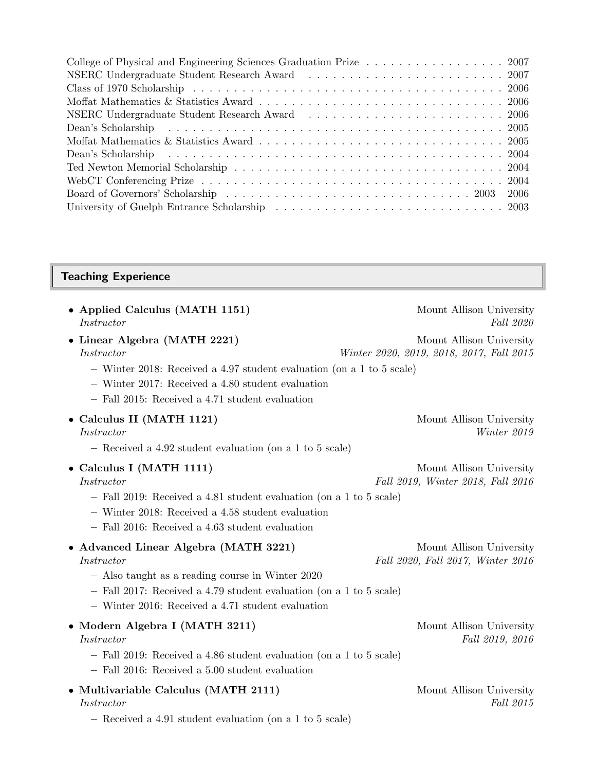- College of Physical and Engineering Sciences Graduation Prize — 2007
- NSERC Undergraduate Student Research Award — 2007
- Class of 1970 Scholarship — 2006
- Moffat Mathematics & Statistics Award — 2006
- NSERC Undergraduate Student Research Award — 2006
- Dean's Scholarship — 2005
- Moffat Mathematics & Statistics Award — 2005
- Dean's Scholarship — 2004
- Ted Newton Memorial Scholarship — 2004
- WebCT Conferencing Prize — 2004
- Board of Governors' Scholarship — 2003 – 2006
- University of Guelph Entrance Scholarship — 2003

## Teaching Experience

- **Applied Calculus (MATH 1151)** — Mount Allison University
  *Instructor* — *Fall 2020*

- **Linear Algebra (MATH 2221)** — Mount Allison University
  *Instructor* — *Winter 2020, 2019, 2018, 2017, Fall 2015*
  - Winter 2018: Received a 4.97 student evaluation (on a 1 to 5 scale)
  - Winter 2017: Received a 4.80 student evaluation
  - Fall 2015: Received a 4.71 student evaluation

- **Calculus II (MATH 1121)** — Mount Allison University
  *Instructor* — *Winter 2019*
  - Received a 4.92 student evaluation (on a 1 to 5 scale)

- **Calculus I (MATH 1111)** — Mount Allison University
  *Instructor* — *Fall 2019, Winter 2018, Fall 2016*
  - Fall 2019: Received a 4.81 student evaluation (on a 1 to 5 scale)
  - Winter 2018: Received a 4.58 student evaluation
  - Fall 2016: Received a 4.63 student evaluation

- **Advanced Linear Algebra (MATH 3221)** — Mount Allison University
  *Instructor* — *Fall 2020, Fall 2017, Winter 2016*
  - Also taught as a reading course in Winter 2020
  - Fall 2017: Received a 4.79 student evaluation (on a 1 to 5 scale)
  - Winter 2016: Received a 4.71 student evaluation

- **Modern Algebra I (MATH 3211)** — Mount Allison University
  *Instructor* — *Fall 2019, 2016*
  - Fall 2019: Received a 4.86 student evaluation (on a 1 to 5 scale)
  - Fall 2016: Received a 5.00 student evaluation

- **Multivariable Calculus (MATH 2111)** — Mount Allison University
  *Instructor* — *Fall 2015*
  - Received a 4.91 student evaluation (on a 1 to 5 scale)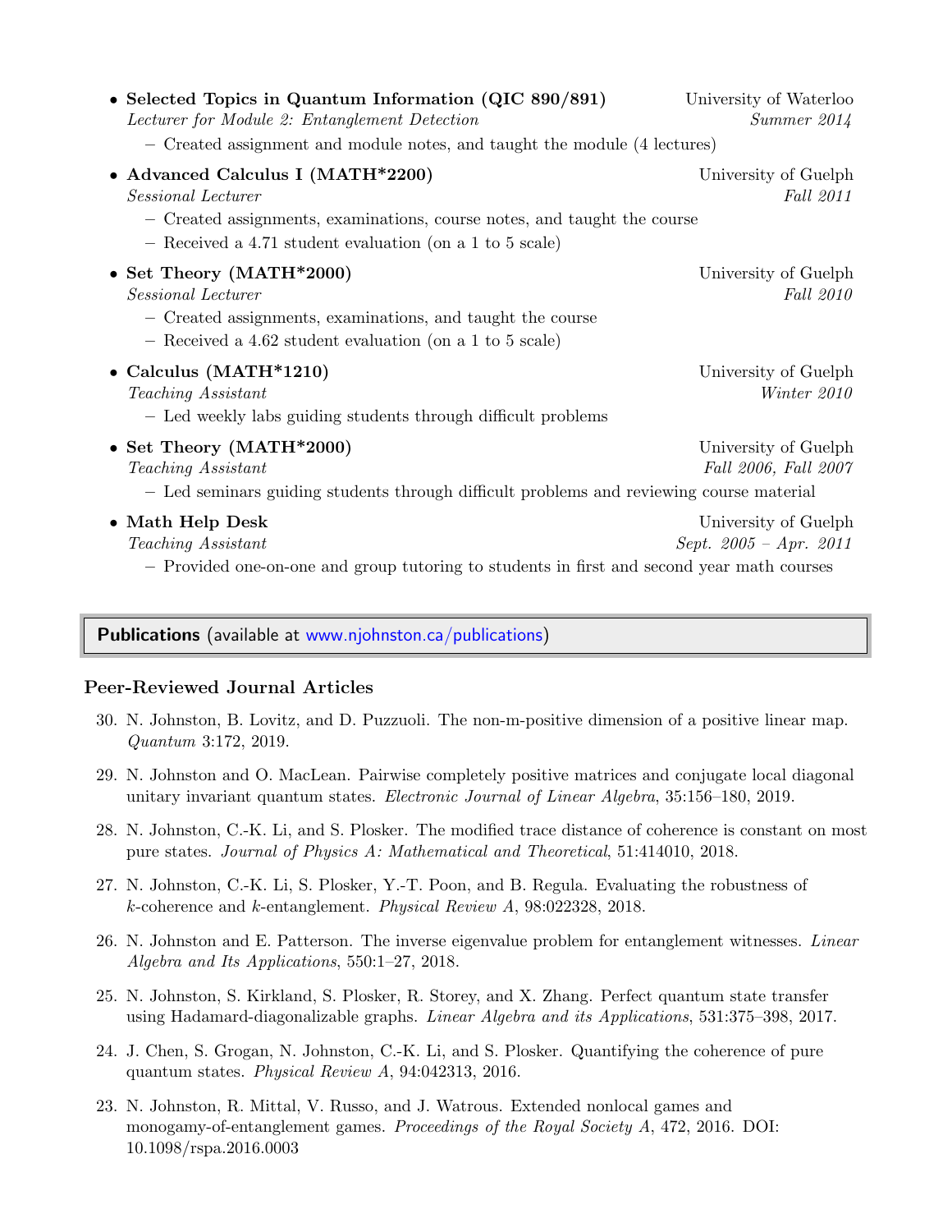- **Selected Topics in Quantum Information (QIC 890/891)** — University of Waterloo
  *Lecturer for Module 2: Entanglement Detection* — *Summer 2014*
  - Created assignment and module notes, and taught the module (4 lectures)
- **Advanced Calculus I (MATH*2200)** — University of Guelph
  *Sessional Lecturer* — *Fall 2011*
  - Created assignments, examinations, course notes, and taught the course
  - Received a 4.71 student evaluation (on a 1 to 5 scale)
- **Set Theory (MATH*2000)** — University of Guelph
  *Sessional Lecturer* — *Fall 2010*
  - Created assignments, examinations, and taught the course
  - Received a 4.62 student evaluation (on a 1 to 5 scale)
- **Calculus (MATH*1210)** — University of Guelph
  *Teaching Assistant* — *Winter 2010*
  - Led weekly labs guiding students through difficult problems
- **Set Theory (MATH*2000)** — University of Guelph
  *Teaching Assistant* — *Fall 2006, Fall 2007*
  - Led seminars guiding students through difficult problems and reviewing course material
- **Math Help Desk** — University of Guelph
  *Teaching Assistant* — *Sept. 2005 – Apr. 2011*
  - Provided one-on-one and group tutoring to students in first and second year math courses

## Publications (available at www.njohnston.ca/publications)

### Peer-Reviewed Journal Articles

30. N. Johnston, B. Lovitz, and D. Puzzuoli. The non-m-positive dimension of a positive linear map. *Quantum* 3:172, 2019.
29. N. Johnston and O. MacLean. Pairwise completely positive matrices and conjugate local diagonal unitary invariant quantum states. *Electronic Journal of Linear Algebra*, 35:156–180, 2019.
28. N. Johnston, C.-K. Li, and S. Plosker. The modified trace distance of coherence is constant on most pure states. *Journal of Physics A: Mathematical and Theoretical*, 51:414010, 2018.
27. N. Johnston, C.-K. Li, S. Plosker, Y.-T. Poon, and B. Regula. Evaluating the robustness of $k$-coherence and $k$-entanglement. *Physical Review A*, 98:022328, 2018.
26. N. Johnston and E. Patterson. The inverse eigenvalue problem for entanglement witnesses. *Linear Algebra and Its Applications*, 550:1–27, 2018.
25. N. Johnston, S. Kirkland, S. Plosker, R. Storey, and X. Zhang. Perfect quantum state transfer using Hadamard-diagonalizable graphs. *Linear Algebra and its Applications*, 531:375–398, 2017.
24. J. Chen, S. Grogan, N. Johnston, C.-K. Li, and S. Plosker. Quantifying the coherence of pure quantum states. *Physical Review A*, 94:042313, 2016.
23. N. Johnston, R. Mittal, V. Russo, and J. Watrous. Extended nonlocal games and monogamy-of-entanglement games. *Proceedings of the Royal Society A*, 472, 2016. DOI: 10.1098/rspa.2016.0003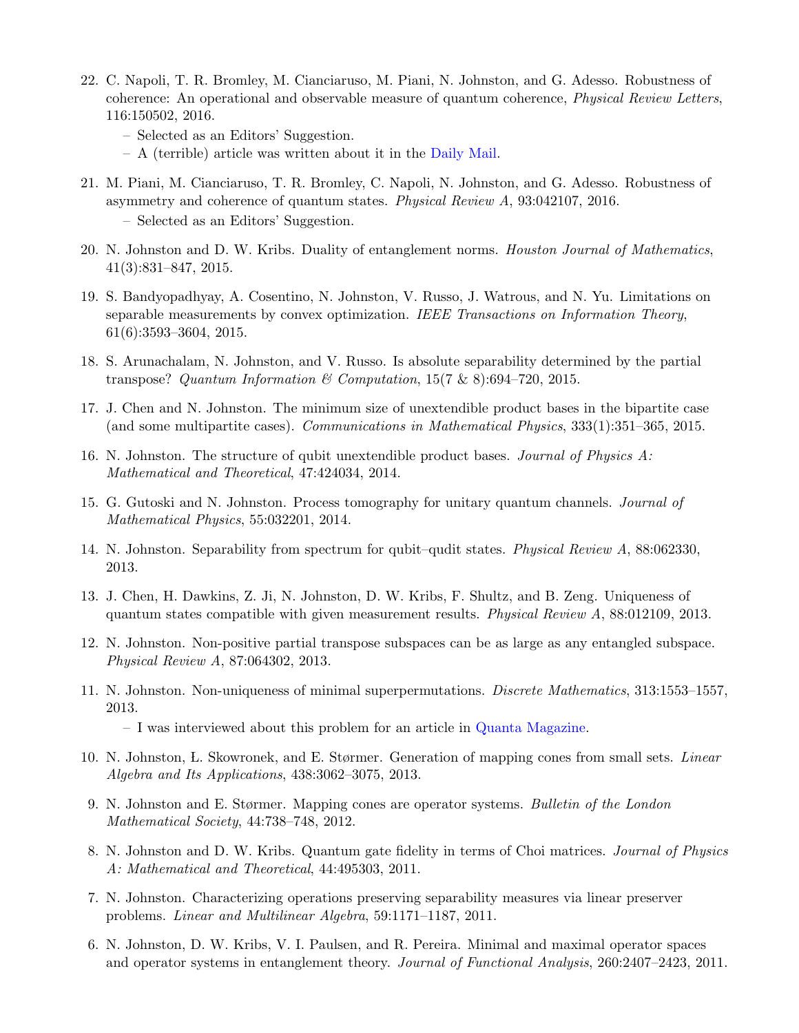22. C. Napoli, T. R. Bromley, M. Cianciaruso, M. Piani, N. Johnston, and G. Adesso. Robustness of coherence: An operational and observable measure of quantum coherence, *Physical Review Letters*, 116:150502, 2016.
    - Selected as an Editors' Suggestion.
    - A (terrible) article was written about it in the Daily Mail.

21. M. Piani, M. Cianciaruso, T. R. Bromley, C. Napoli, N. Johnston, and G. Adesso. Robustness of asymmetry and coherence of quantum states. *Physical Review A*, 93:042107, 2016.
    - Selected as an Editors' Suggestion.

20. N. Johnston and D. W. Kribs. Duality of entanglement norms. *Houston Journal of Mathematics*, 41(3):831–847, 2015.

19. S. Bandyopadhyay, A. Cosentino, N. Johnston, V. Russo, J. Watrous, and N. Yu. Limitations on separable measurements by convex optimization. *IEEE Transactions on Information Theory*, 61(6):3593–3604, 2015.

18. S. Arunachalam, N. Johnston, and V. Russo. Is absolute separability determined by the partial transpose? *Quantum Information & Computation*, 15(7 & 8):694–720, 2015.

17. J. Chen and N. Johnston. The minimum size of unextendible product bases in the bipartite case (and some multipartite cases). *Communications in Mathematical Physics*, 333(1):351–365, 2015.

16. N. Johnston. The structure of qubit unextendible product bases. *Journal of Physics A: Mathematical and Theoretical*, 47:424034, 2014.

15. G. Gutoski and N. Johnston. Process tomography for unitary quantum channels. *Journal of Mathematical Physics*, 55:032201, 2014.

14. N. Johnston. Separability from spectrum for qubit–qudit states. *Physical Review A*, 88:062330, 2013.

13. J. Chen, H. Dawkins, Z. Ji, N. Johnston, D. W. Kribs, F. Shultz, and B. Zeng. Uniqueness of quantum states compatible with given measurement results. *Physical Review A*, 88:012109, 2013.

12. N. Johnston. Non-positive partial transpose subspaces can be as large as any entangled subspace. *Physical Review A*, 87:064302, 2013.

11. N. Johnston. Non-uniqueness of minimal superpermutations. *Discrete Mathematics*, 313:1553–1557, 2013.
    - I was interviewed about this problem for an article in Quanta Magazine.

10. N. Johnston, Ł. Skowronek, and E. Størmer. Generation of mapping cones from small sets. *Linear Algebra and Its Applications*, 438:3062–3075, 2013.

9. N. Johnston and E. Størmer. Mapping cones are operator systems. *Bulletin of the London Mathematical Society*, 44:738–748, 2012.

8. N. Johnston and D. W. Kribs. Quantum gate fidelity in terms of Choi matrices. *Journal of Physics A: Mathematical and Theoretical*, 44:495303, 2011.

7. N. Johnston. Characterizing operations preserving separability measures via linear preserver problems. *Linear and Multilinear Algebra*, 59:1171–1187, 2011.

6. N. Johnston, D. W. Kribs, V. I. Paulsen, and R. Pereira. Minimal and maximal operator spaces and operator systems in entanglement theory. *Journal of Functional Analysis*, 260:2407–2423, 2011.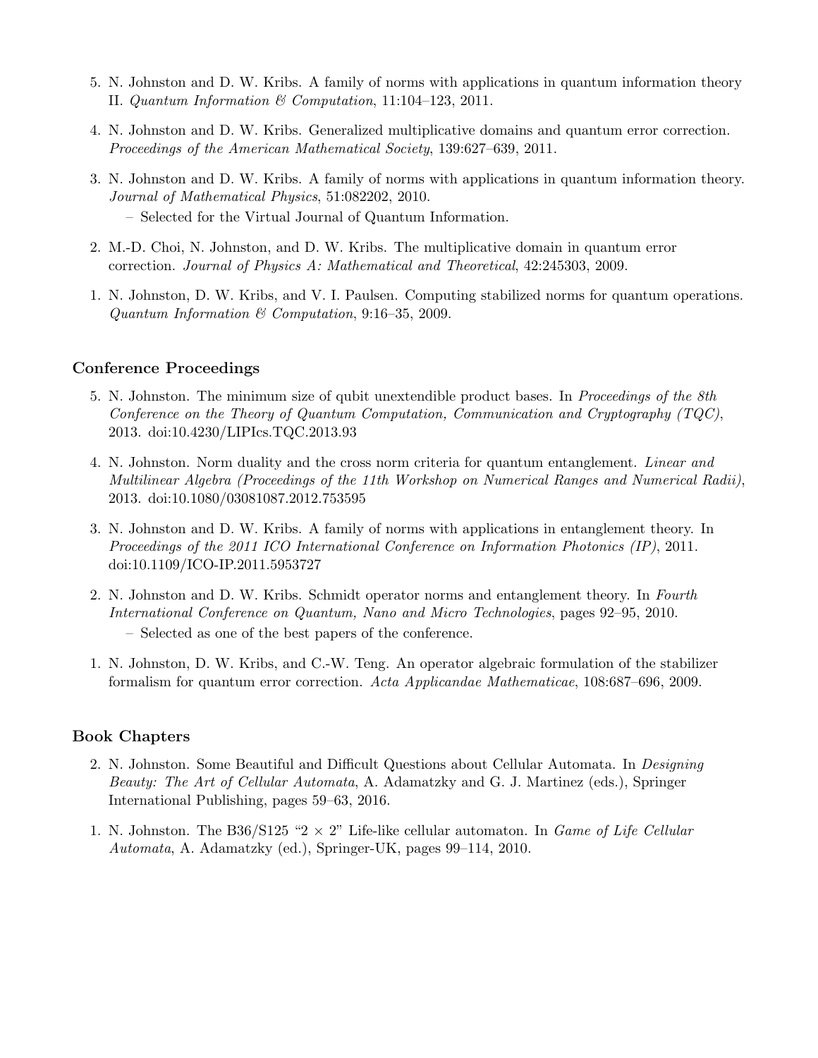5. N. Johnston and D. W. Kribs. A family of norms with applications in quantum information theory II. *Quantum Information & Computation*, 11:104–123, 2011.

4. N. Johnston and D. W. Kribs. Generalized multiplicative domains and quantum error correction. *Proceedings of the American Mathematical Society*, 139:627–639, 2011.

3. N. Johnston and D. W. Kribs. A family of norms with applications in quantum information theory. *Journal of Mathematical Physics*, 51:082202, 2010.
   – Selected for the Virtual Journal of Quantum Information.

2. M.-D. Choi, N. Johnston, and D. W. Kribs. The multiplicative domain in quantum error correction. *Journal of Physics A: Mathematical and Theoretical*, 42:245303, 2009.

1. N. Johnston, D. W. Kribs, and V. I. Paulsen. Computing stabilized norms for quantum operations. *Quantum Information & Computation*, 9:16–35, 2009.

### Conference Proceedings

5. N. Johnston. The minimum size of qubit unextendible product bases. In *Proceedings of the 8th Conference on the Theory of Quantum Computation, Communication and Cryptography (TQC)*, 2013. doi:10.4230/LIPIcs.TQC.2013.93

4. N. Johnston. Norm duality and the cross norm criteria for quantum entanglement. *Linear and Multilinear Algebra (Proceedings of the 11th Workshop on Numerical Ranges and Numerical Radii)*, 2013. doi:10.1080/03081087.2012.753595

3. N. Johnston and D. W. Kribs. A family of norms with applications in entanglement theory. In *Proceedings of the 2011 ICO International Conference on Information Photonics (IP)*, 2011. doi:10.1109/ICO-IP.2011.5953727

2. N. Johnston and D. W. Kribs. Schmidt operator norms and entanglement theory. In *Fourth International Conference on Quantum, Nano and Micro Technologies*, pages 92–95, 2010.
   – Selected as one of the best papers of the conference.

1. N. Johnston, D. W. Kribs, and C.-W. Teng. An operator algebraic formulation of the stabilizer formalism for quantum error correction. *Acta Applicandae Mathematicae*, 108:687–696, 2009.

### Book Chapters

2. N. Johnston. Some Beautiful and Difficult Questions about Cellular Automata. In *Designing Beauty: The Art of Cellular Automata*, A. Adamatzky and G. J. Martinez (eds.), Springer International Publishing, pages 59–63, 2016.

1. N. Johnston. The B36/S125 "$2 \times 2$" Life-like cellular automaton. In *Game of Life Cellular Automata*, A. Adamatzky (ed.), Springer-UK, pages 99–114, 2010.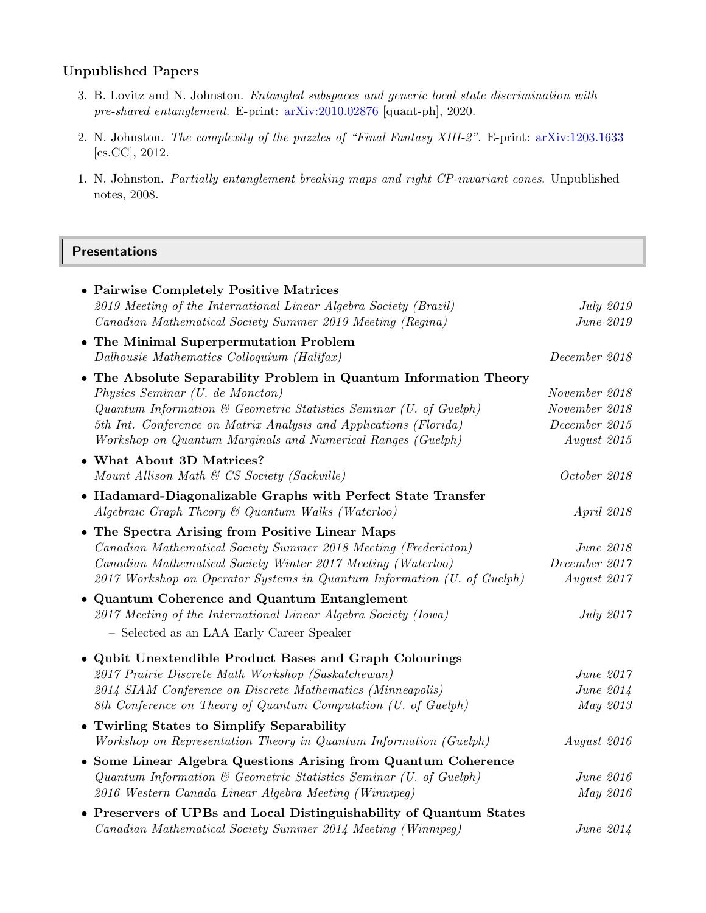### Unpublished Papers

3. B. Lovitz and N. Johnston. *Entangled subspaces and generic local state discrimination with pre-shared entanglement*. E-print: arXiv:2010.02876 [quant-ph], 2020.

2. N. Johnston. *The complexity of the puzzles of "Final Fantasy XIII-2"*. E-print: arXiv:1203.1633 [cs.CC], 2012.

1. N. Johnston. *Partially entanglement breaking maps and right CP-invariant cones*. Unpublished notes, 2008.

## Presentations

- **Pairwise Completely Positive Matrices**
  - *2019 Meeting of the International Linear Algebra Society (Brazil)* — *July 2019*
  - *Canadian Mathematical Society Summer 2019 Meeting (Regina)* — *June 2019*
- **The Minimal Superpermutation Problem**
  - *Dalhousie Mathematics Colloquium (Halifax)* — *December 2018*
- **The Absolute Separability Problem in Quantum Information Theory**
  - *Physics Seminar (U. de Moncton)* — *November 2018*
  - *Quantum Information & Geometric Statistics Seminar (U. of Guelph)* — *November 2018*
  - *5th Int. Conference on Matrix Analysis and Applications (Florida)* — *December 2015*
  - *Workshop on Quantum Marginals and Numerical Ranges (Guelph)* — *August 2015*
- **What About 3D Matrices?**
  - *Mount Allison Math & CS Society (Sackville)* — *October 2018*
- **Hadamard-Diagonalizable Graphs with Perfect State Transfer**
  - *Algebraic Graph Theory & Quantum Walks (Waterloo)* — *April 2018*
- **The Spectra Arising from Positive Linear Maps**
  - *Canadian Mathematical Society Summer 2018 Meeting (Fredericton)* — *June 2018*
  - *Canadian Mathematical Society Winter 2017 Meeting (Waterloo)* — *December 2017*
  - *2017 Workshop on Operator Systems in Quantum Information (U. of Guelph)* — *August 2017*
- **Quantum Coherence and Quantum Entanglement**
  - *2017 Meeting of the International Linear Algebra Society (Iowa)* — *July 2017*
    - Selected as an LAA Early Career Speaker
- **Qubit Unextendible Product Bases and Graph Colourings**
  - *2017 Prairie Discrete Math Workshop (Saskatchewan)* — *June 2017*
  - *2014 SIAM Conference on Discrete Mathematics (Minneapolis)* — *June 2014*
  - *8th Conference on Theory of Quantum Computation (U. of Guelph)* — *May 2013*
- **Twirling States to Simplify Separability**
  - *Workshop on Representation Theory in Quantum Information (Guelph)* — *August 2016*
- **Some Linear Algebra Questions Arising from Quantum Coherence**
  - *Quantum Information & Geometric Statistics Seminar (U. of Guelph)* — *June 2016*
  - *2016 Western Canada Linear Algebra Meeting (Winnipeg)* — *May 2016*
- **Preservers of UPBs and Local Distinguishability of Quantum States**
  - *Canadian Mathematical Society Summer 2014 Meeting (Winnipeg)* — *June 2014*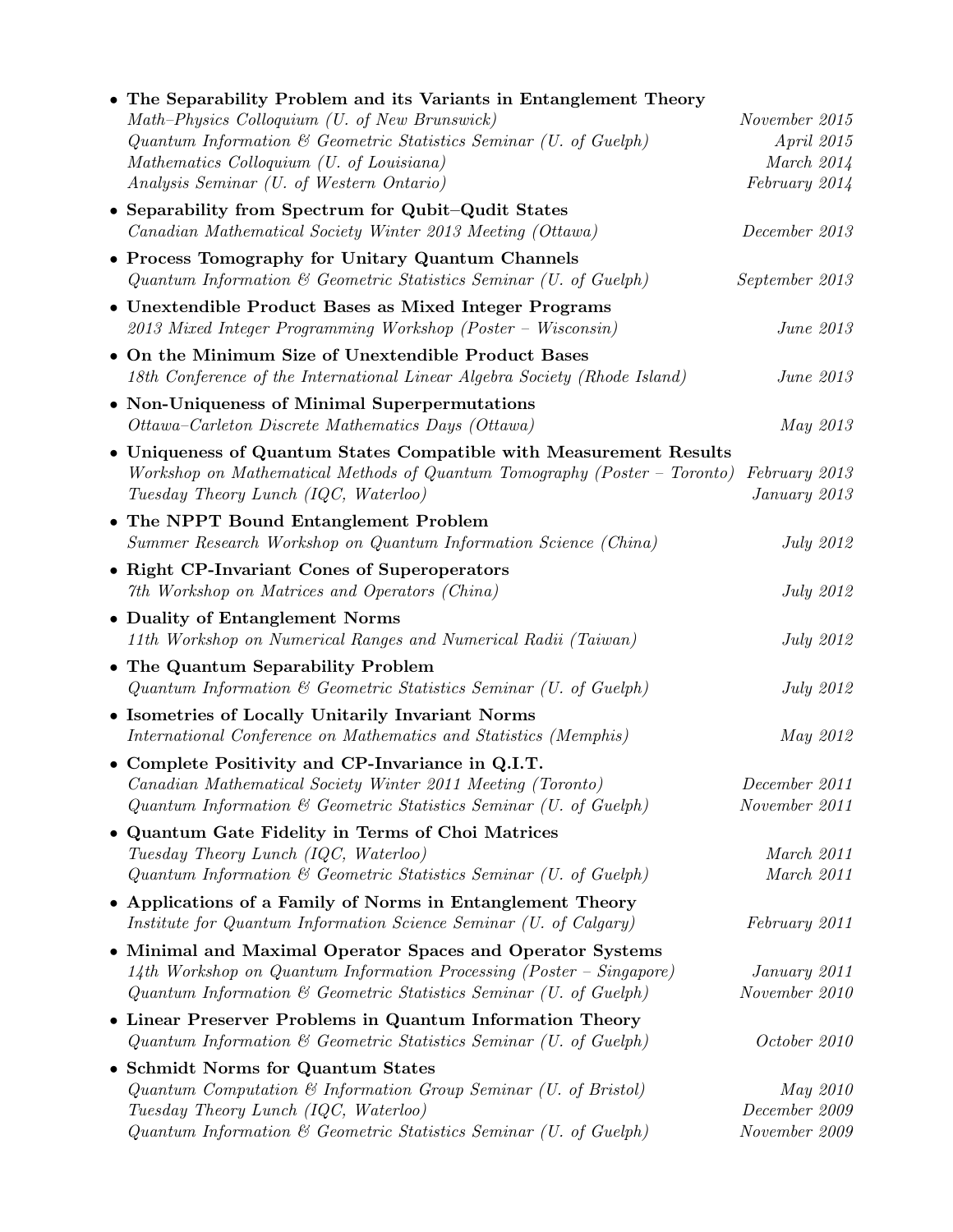- **The Separability Problem and its Variants in Entanglement Theory**
  - *Math–Physics Colloquium (U. of New Brunswick)* — *November 2015*
  - *Quantum Information & Geometric Statistics Seminar (U. of Guelph)* — *April 2015*
  - *Mathematics Colloquium (U. of Louisiana)* — *March 2014*
  - *Analysis Seminar (U. of Western Ontario)* — *February 2014*
- **Separability from Spectrum for Qubit–Qudit States**
  - *Canadian Mathematical Society Winter 2013 Meeting (Ottawa)* — *December 2013*
- **Process Tomography for Unitary Quantum Channels**
  - *Quantum Information & Geometric Statistics Seminar (U. of Guelph)* — *September 2013*
- **Unextendible Product Bases as Mixed Integer Programs**
  - *2013 Mixed Integer Programming Workshop (Poster – Wisconsin)* — *June 2013*
- **On the Minimum Size of Unextendible Product Bases**
  - *18th Conference of the International Linear Algebra Society (Rhode Island)* — *June 2013*
- **Non-Uniqueness of Minimal Superpermutations**
  - *Ottawa–Carleton Discrete Mathematics Days (Ottawa)* — *May 2013*
- **Uniqueness of Quantum States Compatible with Measurement Results**
  - *Workshop on Mathematical Methods of Quantum Tomography (Poster – Toronto)* — *February 2013*
  - *Tuesday Theory Lunch (IQC, Waterloo)* — *January 2013*
- **The NPPT Bound Entanglement Problem**
  - *Summer Research Workshop on Quantum Information Science (China)* — *July 2012*
- **Right CP-Invariant Cones of Superoperators**
  - *7th Workshop on Matrices and Operators (China)* — *July 2012*
- **Duality of Entanglement Norms**
  - *11th Workshop on Numerical Ranges and Numerical Radii (Taiwan)* — *July 2012*
- **The Quantum Separability Problem**
  - *Quantum Information & Geometric Statistics Seminar (U. of Guelph)* — *July 2012*
- **Isometries of Locally Unitarily Invariant Norms**
  - *International Conference on Mathematics and Statistics (Memphis)* — *May 2012*
- **Complete Positivity and CP-Invariance in Q.I.T.**
  - *Canadian Mathematical Society Winter 2011 Meeting (Toronto)* — *December 2011*
  - *Quantum Information & Geometric Statistics Seminar (U. of Guelph)* — *November 2011*
- **Quantum Gate Fidelity in Terms of Choi Matrices**
  - *Tuesday Theory Lunch (IQC, Waterloo)* — *March 2011*
  - *Quantum Information & Geometric Statistics Seminar (U. of Guelph)* — *March 2011*
- **Applications of a Family of Norms in Entanglement Theory**
  - *Institute for Quantum Information Science Seminar (U. of Calgary)* — *February 2011*
- **Minimal and Maximal Operator Spaces and Operator Systems**
  - *14th Workshop on Quantum Information Processing (Poster – Singapore)* — *January 2011*
  - *Quantum Information & Geometric Statistics Seminar (U. of Guelph)* — *November 2010*
- **Linear Preserver Problems in Quantum Information Theory**
  - *Quantum Information & Geometric Statistics Seminar (U. of Guelph)* — *October 2010*
- **Schmidt Norms for Quantum States**
  - *Quantum Computation & Information Group Seminar (U. of Bristol)* — *May 2010*
  - *Tuesday Theory Lunch (IQC, Waterloo)* — *December 2009*
  - *Quantum Information & Geometric Statistics Seminar (U. of Guelph)* — *November 2009*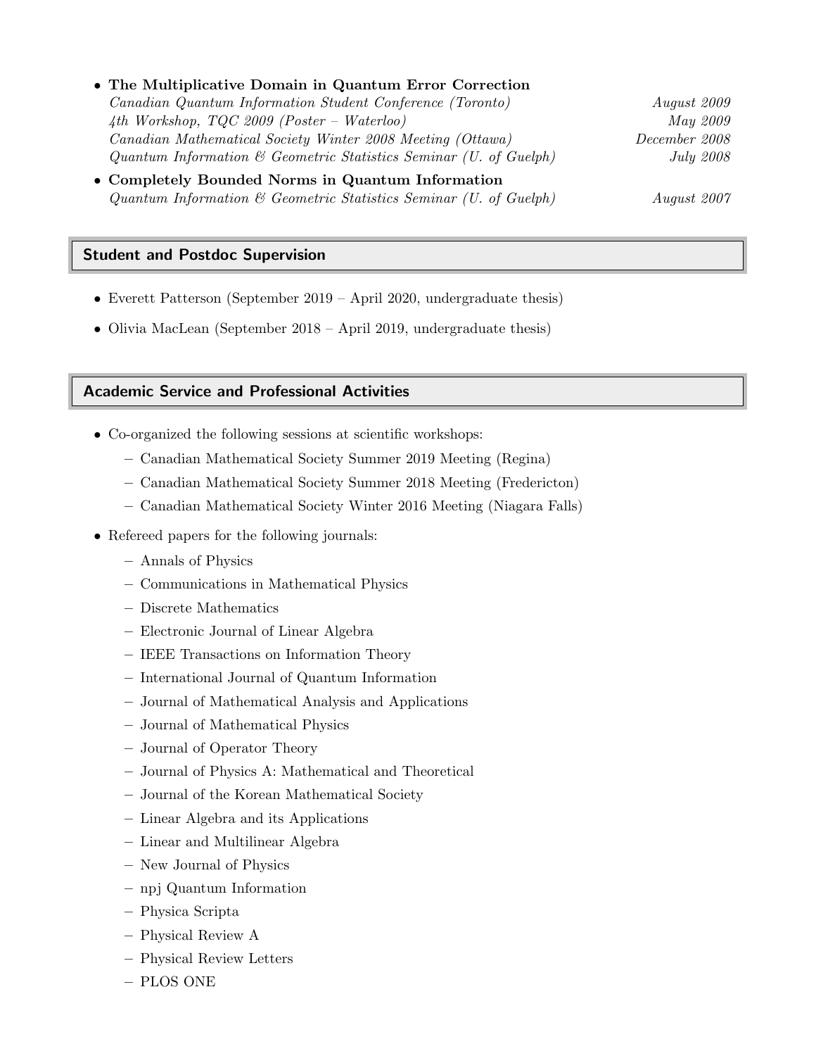- **The Multiplicative Domain in Quantum Error Correction**
  *Canadian Quantum Information Student Conference (Toronto)* — *August 2009*
  *4th Workshop, TQC 2009 (Poster – Waterloo)* — *May 2009*
  *Canadian Mathematical Society Winter 2008 Meeting (Ottawa)* — *December 2008*
  *Quantum Information & Geometric Statistics Seminar (U. of Guelph)* — *July 2008*
- **Completely Bounded Norms in Quantum Information**
  *Quantum Information & Geometric Statistics Seminar (U. of Guelph)* — *August 2007*

## Student and Postdoc Supervision

- Everett Patterson (September 2019 – April 2020, undergraduate thesis)
- Olivia MacLean (September 2018 – April 2019, undergraduate thesis)

## Academic Service and Professional Activities

- Co-organized the following sessions at scientific workshops:
  - Canadian Mathematical Society Summer 2019 Meeting (Regina)
  - Canadian Mathematical Society Summer 2018 Meeting (Fredericton)
  - Canadian Mathematical Society Winter 2016 Meeting (Niagara Falls)
- Refereed papers for the following journals:
  - Annals of Physics
  - Communications in Mathematical Physics
  - Discrete Mathematics
  - Electronic Journal of Linear Algebra
  - IEEE Transactions on Information Theory
  - International Journal of Quantum Information
  - Journal of Mathematical Analysis and Applications
  - Journal of Mathematical Physics
  - Journal of Operator Theory
  - Journal of Physics A: Mathematical and Theoretical
  - Journal of the Korean Mathematical Society
  - Linear Algebra and its Applications
  - Linear and Multilinear Algebra
  - New Journal of Physics
  - npj Quantum Information
  - Physica Scripta
  - Physical Review A
  - Physical Review Letters
  - PLOS ONE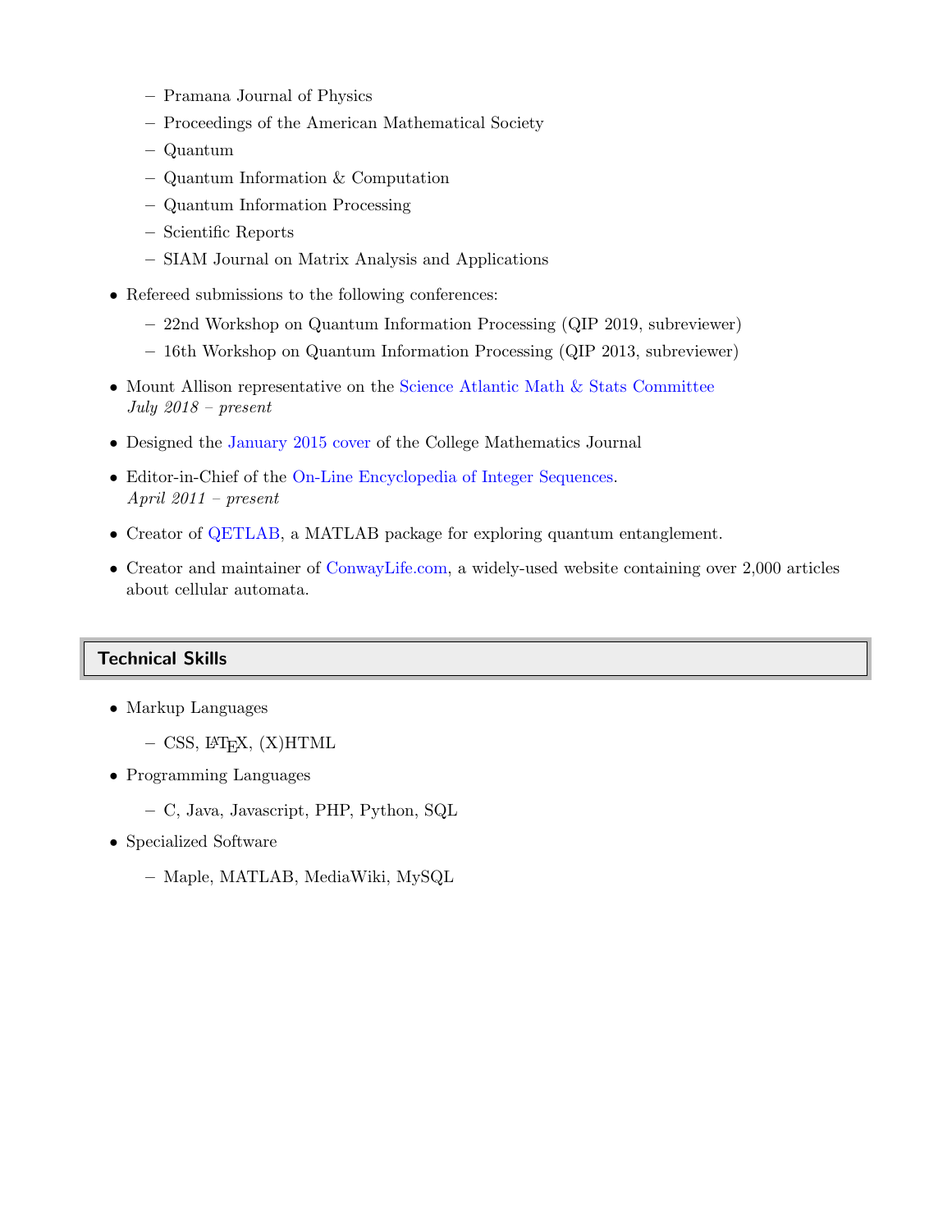- Pramana Journal of Physics
  - Proceedings of the American Mathematical Society
  - Quantum
  - Quantum Information & Computation
  - Quantum Information Processing
  - Scientific Reports
  - SIAM Journal on Matrix Analysis and Applications

- Refereed submissions to the following conferences:
  - 22nd Workshop on Quantum Information Processing (QIP 2019, subreviewer)
  - 16th Workshop on Quantum Information Processing (QIP 2013, subreviewer)

- Mount Allison representative on the Science Atlantic Math & Stats Committee
  *July 2018 – present*

- Designed the January 2015 cover of the College Mathematics Journal

- Editor-in-Chief of the On-Line Encyclopedia of Integer Sequences.
  *April 2011 – present*

- Creator of QETLAB, a MATLAB package for exploring quantum entanglement.

- Creator and maintainer of ConwayLife.com, a widely-used website containing over 2,000 articles about cellular automata.

## Technical Skills

- Markup Languages
  - CSS, LaTeX, (X)HTML
- Programming Languages
  - C, Java, Javascript, PHP, Python, SQL
- Specialized Software
  - Maple, MATLAB, MediaWiki, MySQL